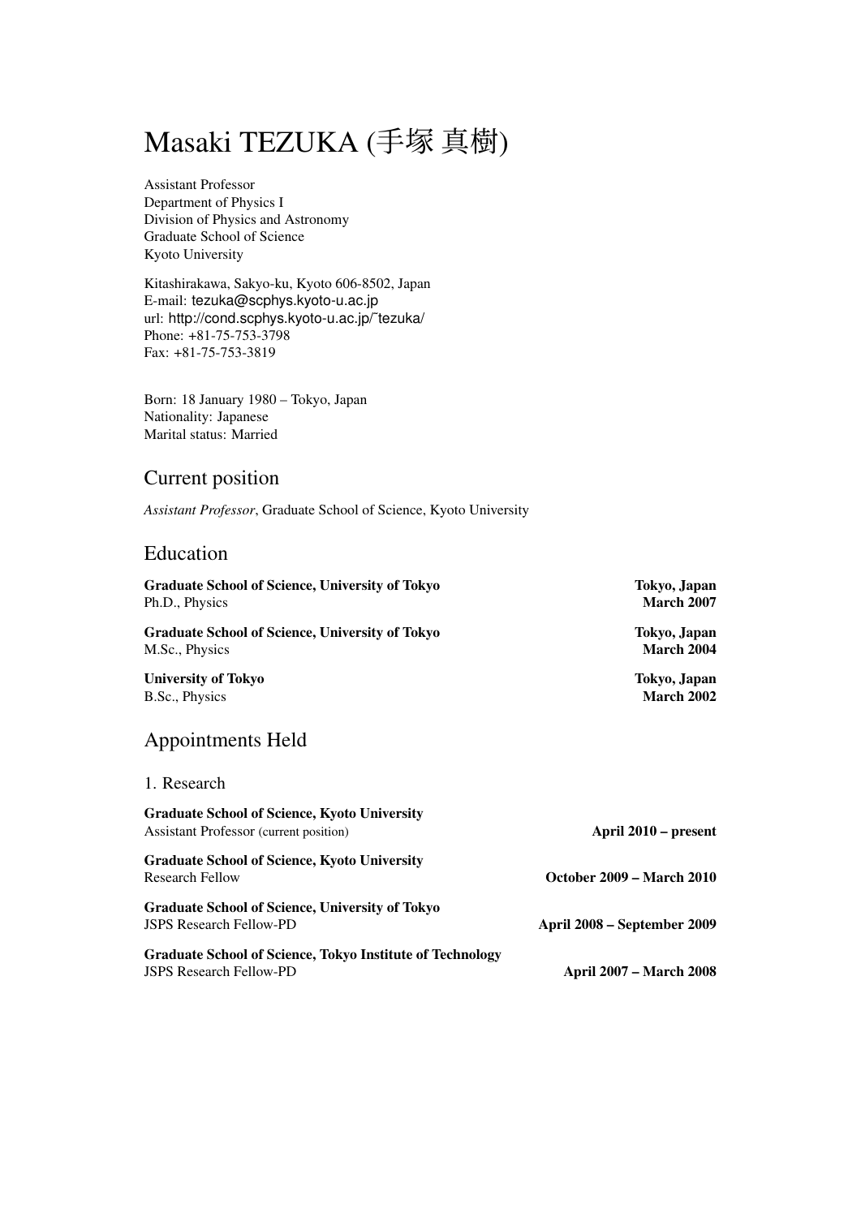# Masaki TEZUKA (手塚 真樹)

Assistant Professor
Department of Physics I
Division of Physics and Astronomy
Graduate School of Science
Kyoto University

Kitashirakawa, Sakyo-ku, Kyoto 606-8502, Japan
E-mail: tezuka@scphys.kyoto-u.ac.jp
url: http://cond.scphys.kyoto-u.ac.jp/˜tezuka/
Phone: +81-75-753-3798
Fax: +81-75-753-3819

Born: 18 January 1980 – Tokyo, Japan
Nationality: Japanese
Marital status: Married

## Current position

*Assistant Professor*, Graduate School of Science, Kyoto University

## Education

**Graduate School of Science, University of Tokyo** — **Tokyo, Japan**
Ph.D., Physics — **March 2007**

**Graduate School of Science, University of Tokyo** — **Tokyo, Japan**
M.Sc., Physics — **March 2004**

**University of Tokyo** — **Tokyo, Japan**
B.Sc., Physics — **March 2002**

## Appointments Held

### 1. Research

**Graduate School of Science, Kyoto University**
Assistant Professor (current position) — **April 2010 – present**

**Graduate School of Science, Kyoto University**
Research Fellow — **October 2009 – March 2010**

**Graduate School of Science, University of Tokyo**
JSPS Research Fellow-PD — **April 2008 – September 2009**

**Graduate School of Science, Tokyo Institute of Technology**
JSPS Research Fellow-PD — **April 2007 – March 2008**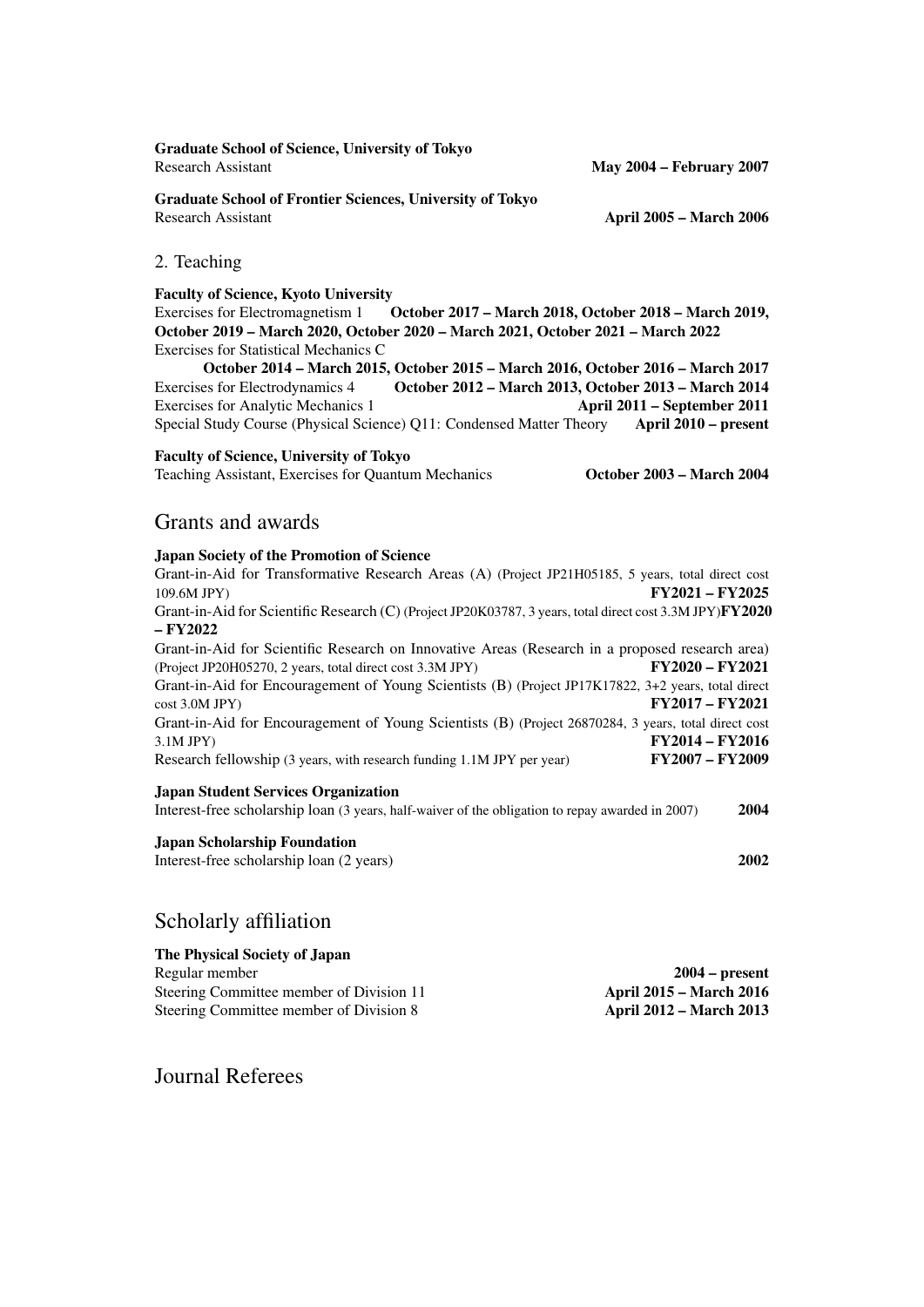**Graduate School of Science, University of Tokyo**
Research Assistant **May 2004 – February 2007**

**Graduate School of Frontier Sciences, University of Tokyo**
Research Assistant **April 2005 – March 2006**

2. Teaching

**Faculty of Science, Kyoto University**
Exercises for Electromagnetism 1 **October 2017 – March 2018, October 2018 – March 2019, October 2019 – March 2020, October 2020 – March 2021, October 2021 – March 2022**
Exercises for Statistical Mechanics C
**October 2014 – March 2015, October 2015 – March 2016, October 2016 – March 2017**
Exercises for Electrodynamics 4 **October 2012 – March 2013, October 2013 – March 2014**
Exercises for Analytic Mechanics 1 **April 2011 – September 2011**
Special Study Course (Physical Science) Q11: Condensed Matter Theory **April 2010 – present**

**Faculty of Science, University of Tokyo**
Teaching Assistant, Exercises for Quantum Mechanics **October 2003 – March 2004**

## Grants and awards

**Japan Society of the Promotion of Science**
Grant-in-Aid for Transformative Research Areas (A) (Project JP21H05185, 5 years, total direct cost 109.6M JPY) **FY2021 – FY2025**
Grant-in-Aid for Scientific Research (C) (Project JP20K03787, 3 years, total direct cost 3.3M JPY) **FY2020 – FY2022**
Grant-in-Aid for Scientific Research on Innovative Areas (Research in a proposed research area) (Project JP20H05270, 2 years, total direct cost 3.3M JPY) **FY2020 – FY2021**
Grant-in-Aid for Encouragement of Young Scientists (B) (Project JP17K17822, 3+2 years, total direct cost 3.0M JPY) **FY2017 – FY2021**
Grant-in-Aid for Encouragement of Young Scientists (B) (Project 26870284, 3 years, total direct cost 3.1M JPY) **FY2014 – FY2016**
Research fellowship (3 years, with research funding 1.1M JPY per year) **FY2007 – FY2009**

**Japan Student Services Organization**
Interest-free scholarship loan (3 years, half-waiver of the obligation to repay awarded in 2007) **2004**

**Japan Scholarship Foundation**
Interest-free scholarship loan (2 years) **2002**

## Scholarly affiliation

**The Physical Society of Japan**
Regular member **2004 – present**
Steering Committee member of Division 11 **April 2015 – March 2016**
Steering Committee member of Division 8 **April 2012 – March 2013**

## Journal Referees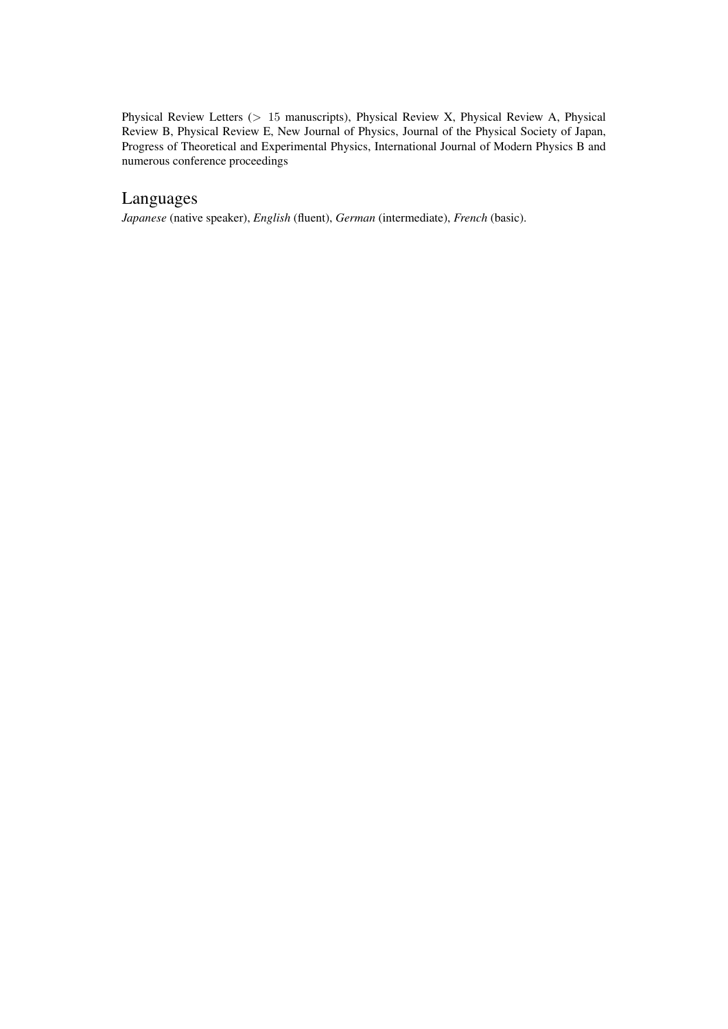Physical Review Letters ($> 15$ manuscripts), Physical Review X, Physical Review A, Physical Review B, Physical Review E, New Journal of Physics, Journal of the Physical Society of Japan, Progress of Theoretical and Experimental Physics, International Journal of Modern Physics B and numerous conference proceedings

## Languages

*Japanese* (native speaker), *English* (fluent), *German* (intermediate), *French* (basic).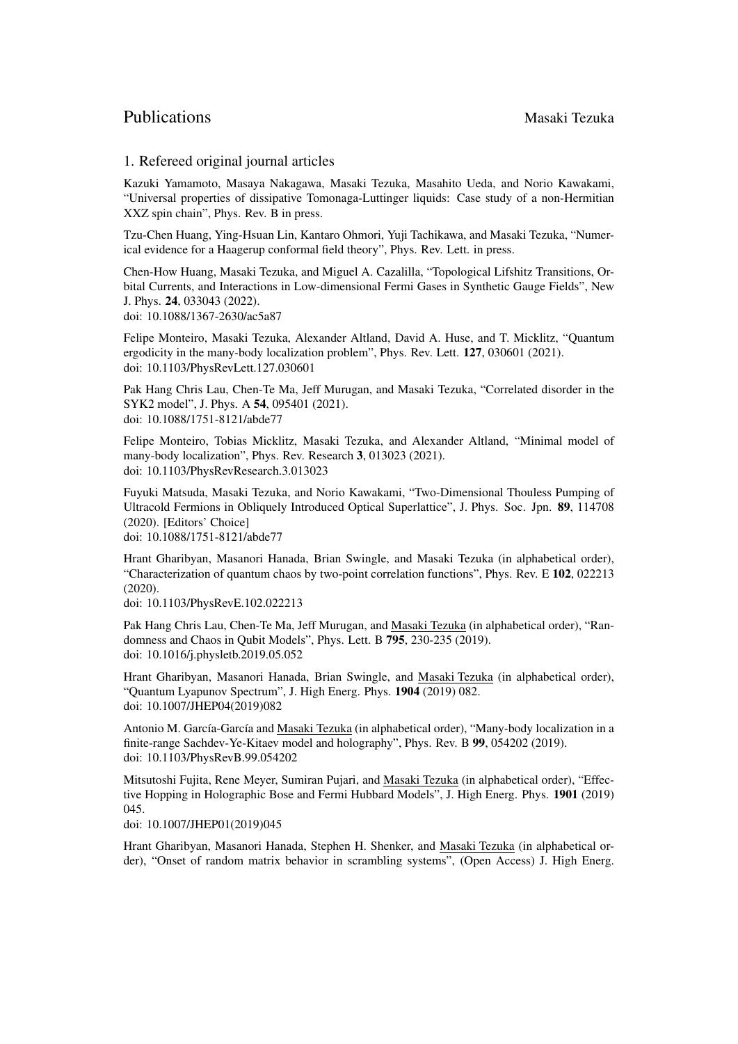# Publications

Masaki Tezuka

## 1. Refereed original journal articles

Kazuki Yamamoto, Masaya Nakagawa, Masaki Tezuka, Masahito Ueda, and Norio Kawakami, "Universal properties of dissipative Tomonaga-Luttinger liquids: Case study of a non-Hermitian XXZ spin chain", Phys. Rev. B in press.

Tzu-Chen Huang, Ying-Hsuan Lin, Kantaro Ohmori, Yuji Tachikawa, and Masaki Tezuka, "Numerical evidence for a Haagerup conformal field theory", Phys. Rev. Lett. in press.

Chen-How Huang, Masaki Tezuka, and Miguel A. Cazalilla, "Topological Lifshitz Transitions, Orbital Currents, and Interactions in Low-dimensional Fermi Gases in Synthetic Gauge Fields", New J. Phys. **24**, 033043 (2022).
doi: 10.1088/1367-2630/ac5a87

Felipe Monteiro, Masaki Tezuka, Alexander Altland, David A. Huse, and T. Micklitz, "Quantum ergodicity in the many-body localization problem", Phys. Rev. Lett. **127**, 030601 (2021).
doi: 10.1103/PhysRevLett.127.030601

Pak Hang Chris Lau, Chen-Te Ma, Jeff Murugan, and Masaki Tezuka, "Correlated disorder in the SYK2 model", J. Phys. A **54**, 095401 (2021).
doi: 10.1088/1751-8121/abde77

Felipe Monteiro, Tobias Micklitz, Masaki Tezuka, and Alexander Altland, "Minimal model of many-body localization", Phys. Rev. Research **3**, 013023 (2021).
doi: 10.1103/PhysRevResearch.3.013023

Fuyuki Matsuda, Masaki Tezuka, and Norio Kawakami, "Two-Dimensional Thouless Pumping of Ultracold Fermions in Obliquely Introduced Optical Superlattice", J. Phys. Soc. Jpn. **89**, 114708 (2020). [Editors' Choice]
doi: 10.1088/1751-8121/abde77

Hrant Gharibyan, Masanori Hanada, Brian Swingle, and Masaki Tezuka (in alphabetical order), "Characterization of quantum chaos by two-point correlation functions", Phys. Rev. E **102**, 022213 (2020).
doi: 10.1103/PhysRevE.102.022213

Pak Hang Chris Lau, Chen-Te Ma, Jeff Murugan, and Masaki Tezuka (in alphabetical order), "Randomness and Chaos in Qubit Models", Phys. Lett. B **795**, 230-235 (2019).
doi: 10.1016/j.physletb.2019.05.052

Hrant Gharibyan, Masanori Hanada, Brian Swingle, and Masaki Tezuka (in alphabetical order), "Quantum Lyapunov Spectrum", J. High Energ. Phys. **1904** (2019) 082.
doi: 10.1007/JHEP04(2019)082

Antonio M. García-García and Masaki Tezuka (in alphabetical order), "Many-body localization in a finite-range Sachdev-Ye-Kitaev model and holography", Phys. Rev. B **99**, 054202 (2019).
doi: 10.1103/PhysRevB.99.054202

Mitsutoshi Fujita, Rene Meyer, Sumiran Pujari, and Masaki Tezuka (in alphabetical order), "Effective Hopping in Holographic Bose and Fermi Hubbard Models", J. High Energ. Phys. **1901** (2019) 045.
doi: 10.1007/JHEP01(2019)045

Hrant Gharibyan, Masanori Hanada, Stephen H. Shenker, and Masaki Tezuka (in alphabetical order), "Onset of random matrix behavior in scrambling systems", (Open Access) J. High Energ.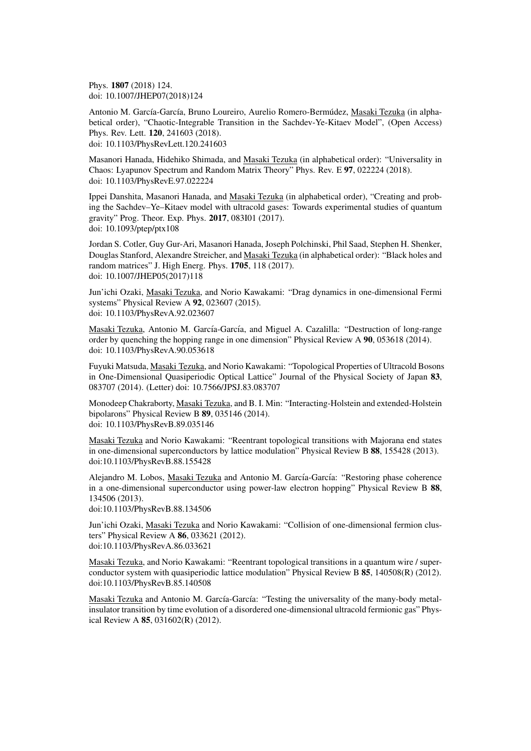Phys. **1807** (2018) 124.
doi: 10.1007/JHEP07(2018)124

Antonio M. García-García, Bruno Loureiro, Aurelio Romero-Bermúdez, Masaki Tezuka (in alphabetical order), "Chaotic-Integrable Transition in the Sachdev-Ye-Kitaev Model", (Open Access) Phys. Rev. Lett. **120**, 241603 (2018).
doi: 10.1103/PhysRevLett.120.241603

Masanori Hanada, Hidehiko Shimada, and Masaki Tezuka (in alphabetical order): "Universality in Chaos: Lyapunov Spectrum and Random Matrix Theory" Phys. Rev. E **97**, 022224 (2018).
doi: 10.1103/PhysRevE.97.022224

Ippei Danshita, Masanori Hanada, and Masaki Tezuka (in alphabetical order), "Creating and probing the Sachdev–Ye–Kitaev model with ultracold gases: Towards experimental studies of quantum gravity" Prog. Theor. Exp. Phys. **2017**, 083I01 (2017).
doi: 10.1093/ptep/ptx108

Jordan S. Cotler, Guy Gur-Ari, Masanori Hanada, Joseph Polchinski, Phil Saad, Stephen H. Shenker, Douglas Stanford, Alexandre Streicher, and Masaki Tezuka (in alphabetical order): "Black holes and random matrices" J. High Energ. Phys. **1705**, 118 (2017).
doi: 10.1007/JHEP05(2017)118

Jun'ichi Ozaki, Masaki Tezuka, and Norio Kawakami: "Drag dynamics in one-dimensional Fermi systems" Physical Review A **92**, 023607 (2015).
doi: 10.1103/PhysRevA.92.023607

Masaki Tezuka, Antonio M. García-García, and Miguel A. Cazalilla: "Destruction of long-range order by quenching the hopping range in one dimension" Physical Review A **90**, 053618 (2014).
doi: 10.1103/PhysRevA.90.053618

Fuyuki Matsuda, Masaki Tezuka, and Norio Kawakami: "Topological Properties of Ultracold Bosons in One-Dimensional Quasiperiodic Optical Lattice" Journal of the Physical Society of Japan **83**, 083707 (2014). (Letter) doi: 10.7566/JPSJ.83.083707

Monodeep Chakraborty, Masaki Tezuka, and B. I. Min: "Interacting-Holstein and extended-Holstein bipolarons" Physical Review B **89**, 035146 (2014).
doi: 10.1103/PhysRevB.89.035146

Masaki Tezuka and Norio Kawakami: "Reentrant topological transitions with Majorana end states in one-dimensional superconductors by lattice modulation" Physical Review B **88**, 155428 (2013).
doi:10.1103/PhysRevB.88.155428

Alejandro M. Lobos, Masaki Tezuka and Antonio M. García-García: "Restoring phase coherence in a one-dimensional superconductor using power-law electron hopping" Physical Review B **88**, 134506 (2013).
doi:10.1103/PhysRevB.88.134506

Jun'ichi Ozaki, Masaki Tezuka and Norio Kawakami: "Collision of one-dimensional fermion clusters" Physical Review A **86**, 033621 (2012).
doi:10.1103/PhysRevA.86.033621

Masaki Tezuka, and Norio Kawakami: "Reentrant topological transitions in a quantum wire / superconductor system with quasiperiodic lattice modulation" Physical Review B **85**, 140508(R) (2012).
doi:10.1103/PhysRevB.85.140508

Masaki Tezuka and Antonio M. García-García: "Testing the universality of the many-body metal-insulator transition by time evolution of a disordered one-dimensional ultracold fermionic gas" Physical Review A **85**, 031602(R) (2012).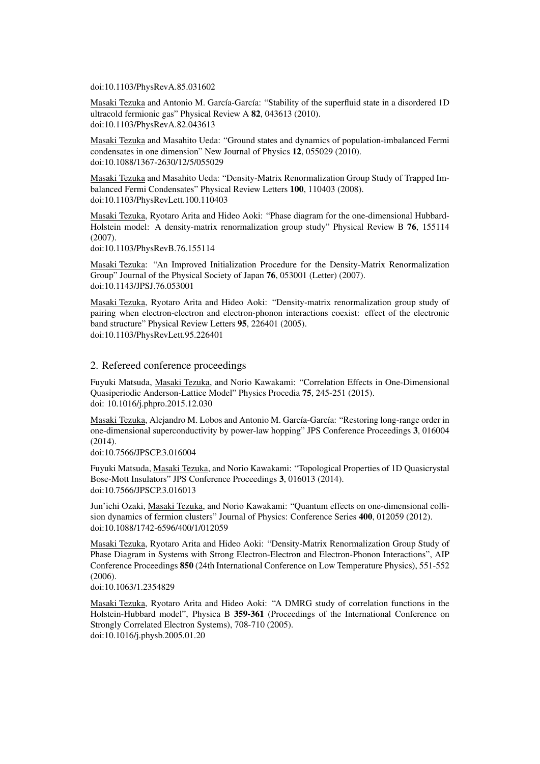doi:10.1103/PhysRevA.85.031602

Masaki Tezuka and Antonio M. García-García: "Stability of the superfluid state in a disordered 1D ultracold fermionic gas" Physical Review A **82**, 043613 (2010).
doi:10.1103/PhysRevA.82.043613

Masaki Tezuka and Masahito Ueda: "Ground states and dynamics of population-imbalanced Fermi condensates in one dimension" New Journal of Physics **12**, 055029 (2010).
doi:10.1088/1367-2630/12/5/055029

Masaki Tezuka and Masahito Ueda: "Density-Matrix Renormalization Group Study of Trapped Imbalanced Fermi Condensates" Physical Review Letters **100**, 110403 (2008).
doi:10.1103/PhysRevLett.100.110403

Masaki Tezuka, Ryotaro Arita and Hideo Aoki: "Phase diagram for the one-dimensional Hubbard-Holstein model: A density-matrix renormalization group study" Physical Review B **76**, 155114 (2007).
doi:10.1103/PhysRevB.76.155114

Masaki Tezuka: "An Improved Initialization Procedure for the Density-Matrix Renormalization Group" Journal of the Physical Society of Japan **76**, 053001 (Letter) (2007).
doi:10.1143/JPSJ.76.053001

Masaki Tezuka, Ryotaro Arita and Hideo Aoki: "Density-matrix renormalization group study of pairing when electron-electron and electron-phonon interactions coexist: effect of the electronic band structure" Physical Review Letters **95**, 226401 (2005).
doi:10.1103/PhysRevLett.95.226401

## 2. Refereed conference proceedings

Fuyuki Matsuda, Masaki Tezuka, and Norio Kawakami: "Correlation Effects in One-Dimensional Quasiperiodic Anderson-Lattice Model" Physics Procedia **75**, 245-251 (2015).
doi: 10.1016/j.phpro.2015.12.030

Masaki Tezuka, Alejandro M. Lobos and Antonio M. García-García: "Restoring long-range order in one-dimensional superconductivity by power-law hopping" JPS Conference Proceedings **3**, 016004 (2014).
doi:10.7566/JPSCP.3.016004

Fuyuki Matsuda, Masaki Tezuka, and Norio Kawakami: "Topological Properties of 1D Quasicrystal Bose-Mott Insulators" JPS Conference Proceedings **3**, 016013 (2014).
doi:10.7566/JPSCP.3.016013

Jun'ichi Ozaki, Masaki Tezuka, and Norio Kawakami: "Quantum effects on one-dimensional collision dynamics of fermion clusters" Journal of Physics: Conference Series **400**, 012059 (2012).
doi:10.1088/1742-6596/400/1/012059

Masaki Tezuka, Ryotaro Arita and Hideo Aoki: "Density-Matrix Renormalization Group Study of Phase Diagram in Systems with Strong Electron-Electron and Electron-Phonon Interactions", AIP Conference Proceedings **850** (24th International Conference on Low Temperature Physics), 551-552 (2006).
doi:10.1063/1.2354829

Masaki Tezuka, Ryotaro Arita and Hideo Aoki: "A DMRG study of correlation functions in the Holstein-Hubbard model", Physica B **359-361** (Proceedings of the International Conference on Strongly Correlated Electron Systems), 708-710 (2005).
doi:10.1016/j.physb.2005.01.20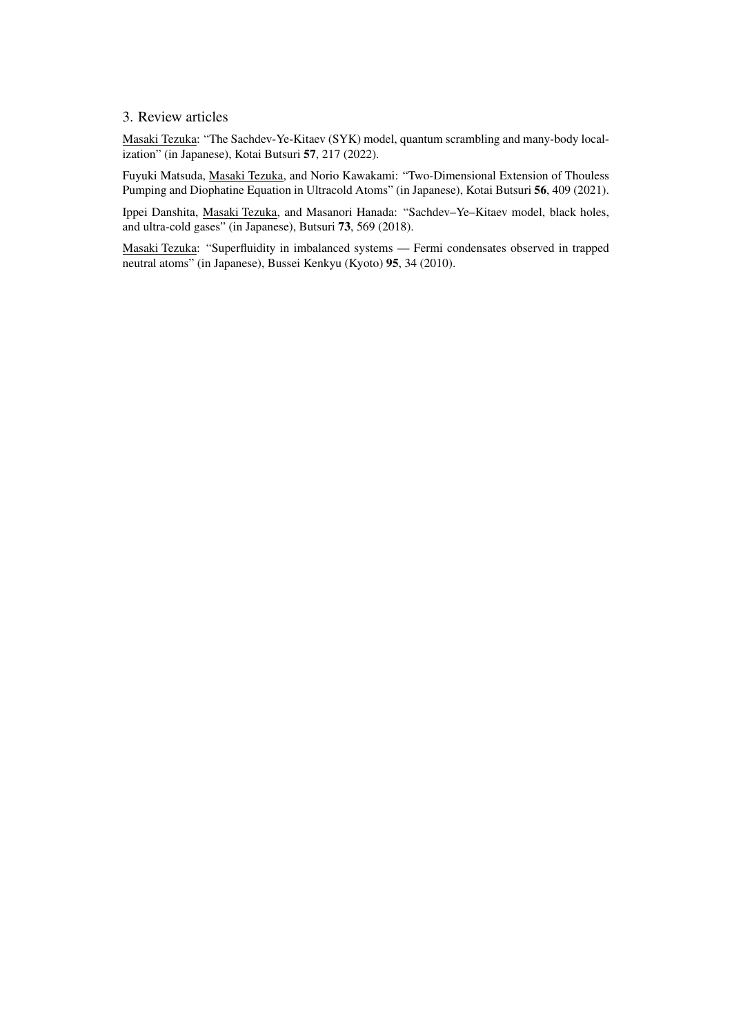### 3. Review articles

<u>Masaki Tezuka</u>: "The Sachdev-Ye-Kitaev (SYK) model, quantum scrambling and many-body localization" (in Japanese), Kotai Butsuri **57**, 217 (2022).

Fuyuki Matsuda, <u>Masaki Tezuka</u>, and Norio Kawakami: "Two-Dimensional Extension of Thouless Pumping and Diophatine Equation in Ultracold Atoms" (in Japanese), Kotai Butsuri **56**, 409 (2021).

Ippei Danshita, <u>Masaki Tezuka</u>, and Masanori Hanada: "Sachdev–Ye–Kitaev model, black holes, and ultra-cold gases" (in Japanese), Butsuri **73**, 569 (2018).

<u>Masaki Tezuka</u>: "Superfluidity in imbalanced systems — Fermi condensates observed in trapped neutral atoms" (in Japanese), Bussei Kenkyu (Kyoto) **95**, 34 (2010).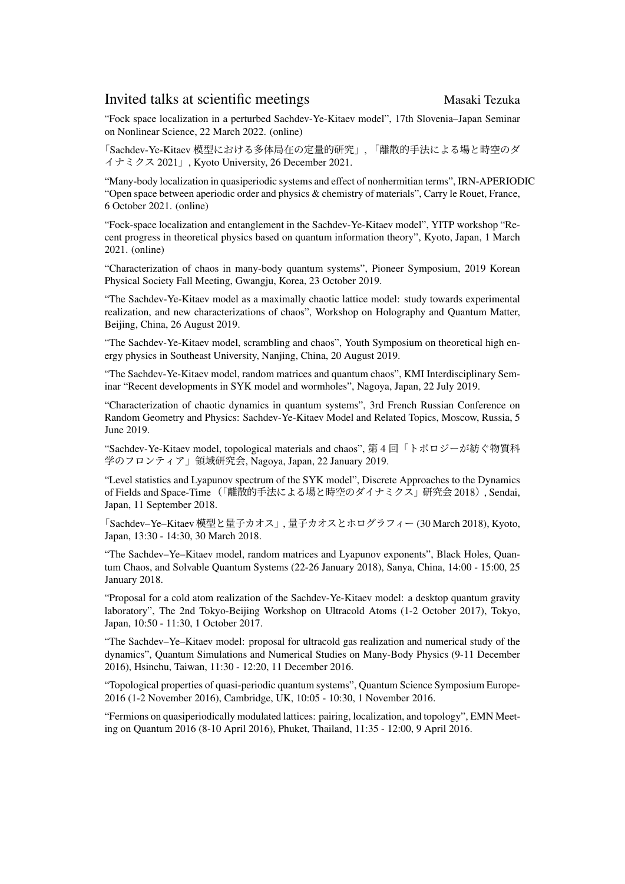# Invited talks at scientific meetings

Masaki Tezuka

“Fock space localization in a perturbed Sachdev-Ye-Kitaev model”, 17th Slovenia–Japan Seminar on Nonlinear Science, 22 March 2022. (online)

「Sachdev-Ye-Kitaev 模型における多体局在の定量的研究」,「離散的手法による場と時空のダイナミクス 2021」, Kyoto University, 26 December 2021.

“Many-body localization in quasiperiodic systems and effect of nonhermitian terms”, IRN-APERIODIC “Open space between aperiodic order and physics & chemistry of materials”, Carry le Rouet, France, 6 October 2021. (online)

“Fock-space localization and entanglement in the Sachdev-Ye-Kitaev model”, YITP workshop “Recent progress in theoretical physics based on quantum information theory”, Kyoto, Japan, 1 March 2021. (online)

“Characterization of chaos in many-body quantum systems”, Pioneer Symposium, 2019 Korean Physical Society Fall Meeting, Gwangju, Korea, 23 October 2019.

“The Sachdev-Ye-Kitaev model as a maximally chaotic lattice model: study towards experimental realization, and new characterizations of chaos”, Workshop on Holography and Quantum Matter, Beijing, China, 26 August 2019.

“The Sachdev-Ye-Kitaev model, scrambling and chaos”, Youth Symposium on theoretical high energy physics in Southeast University, Nanjing, China, 20 August 2019.

“The Sachdev-Ye-Kitaev model, random matrices and quantum chaos”, KMI Interdisciplinary Seminar “Recent developments in SYK model and wormholes”, Nagoya, Japan, 22 July 2019.

“Characterization of chaotic dynamics in quantum systems”, 3rd French Russian Conference on Random Geometry and Physics: Sachdev-Ye-Kitaev Model and Related Topics, Moscow, Russia, 5 June 2019.

“Sachdev-Ye-Kitaev model, topological materials and chaos”, 第 4 回「トポロジーが紡ぐ物質科学のフロンティア」領域研究会, Nagoya, Japan, 22 January 2019.

“Level statistics and Lyapunov spectrum of the SYK model”, Discrete Approaches to the Dynamics of Fields and Space-Time（「離散的手法による場と時空のダイナミクス」研究会 2018）, Sendai, Japan, 11 September 2018.

「Sachdev–Ye–Kitaev 模型と量子カオス」, 量子カオスとホログラフィー (30 March 2018), Kyoto, Japan, 13:30 - 14:30, 30 March 2018.

“The Sachdev–Ye–Kitaev model, random matrices and Lyapunov exponents”, Black Holes, Quantum Chaos, and Solvable Quantum Systems (22-26 January 2018), Sanya, China, 14:00 - 15:00, 25 January 2018.

“Proposal for a cold atom realization of the Sachdev-Ye-Kitaev model: a desktop quantum gravity laboratory”, The 2nd Tokyo-Beijing Workshop on Ultracold Atoms (1-2 October 2017), Tokyo, Japan, 10:50 - 11:30, 1 October 2017.

“The Sachdev–Ye–Kitaev model: proposal for ultracold gas realization and numerical study of the dynamics”, Quantum Simulations and Numerical Studies on Many-Body Physics (9-11 December 2016), Hsinchu, Taiwan, 11:30 - 12:20, 11 December 2016.

“Topological properties of quasi-periodic quantum systems”, Quantum Science Symposium Europe-2016 (1-2 November 2016), Cambridge, UK, 10:05 - 10:30, 1 November 2016.

“Fermions on quasiperiodically modulated lattices: pairing, localization, and topology”, EMN Meeting on Quantum 2016 (8-10 April 2016), Phuket, Thailand, 11:35 - 12:00, 9 April 2016.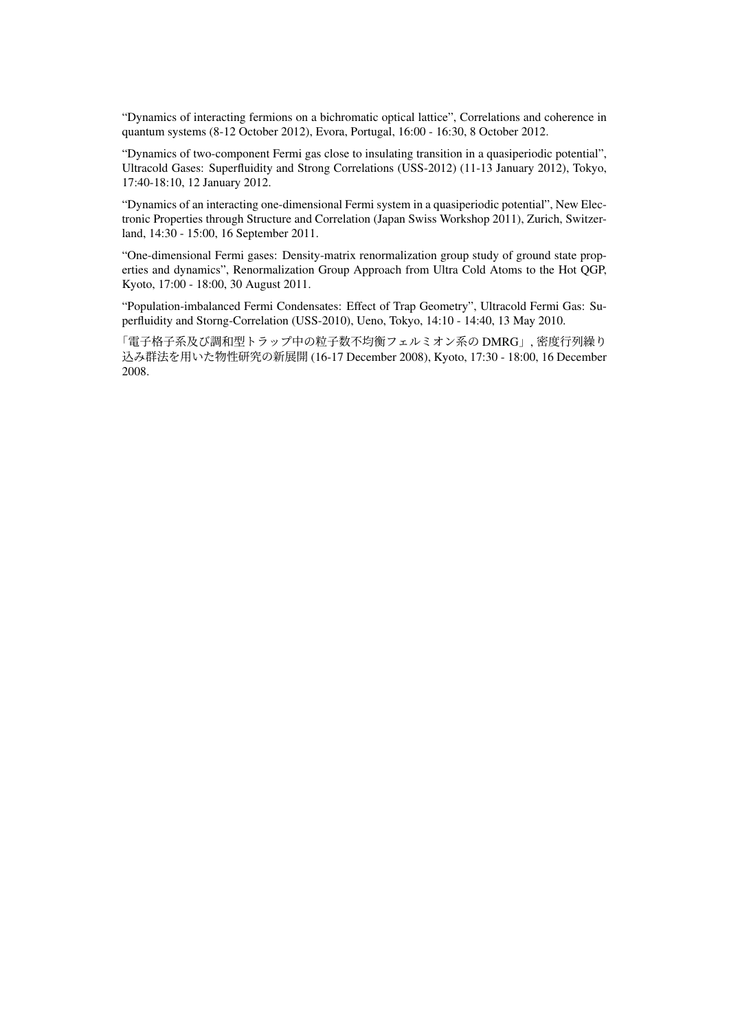“Dynamics of interacting fermions on a bichromatic optical lattice”, Correlations and coherence in quantum systems (8-12 October 2012), Evora, Portugal, 16:00 - 16:30, 8 October 2012.

“Dynamics of two-component Fermi gas close to insulating transition in a quasiperiodic potential”, Ultracold Gases: Superfluidity and Strong Correlations (USS-2012) (11-13 January 2012), Tokyo, 17:40-18:10, 12 January 2012.

“Dynamics of an interacting one-dimensional Fermi system in a quasiperiodic potential”, New Electronic Properties through Structure and Correlation (Japan Swiss Workshop 2011), Zurich, Switzerland, 14:30 - 15:00, 16 September 2011.

“One-dimensional Fermi gases: Density-matrix renormalization group study of ground state properties and dynamics”, Renormalization Group Approach from Ultra Cold Atoms to the Hot QGP, Kyoto, 17:00 - 18:00, 30 August 2011.

“Population-imbalanced Fermi Condensates: Effect of Trap Geometry”, Ultracold Fermi Gas: Superfluidity and Storng-Correlation (USS-2010), Ueno, Tokyo, 14:10 - 14:40, 13 May 2010.

「電子格子系及び調和型トラップ中の粒子数不均衡フェルミオン系の DMRG」, 密度行列繰り込み群法を用いた物性研究の新展開 (16-17 December 2008), Kyoto, 17:30 - 18:00, 16 December 2008.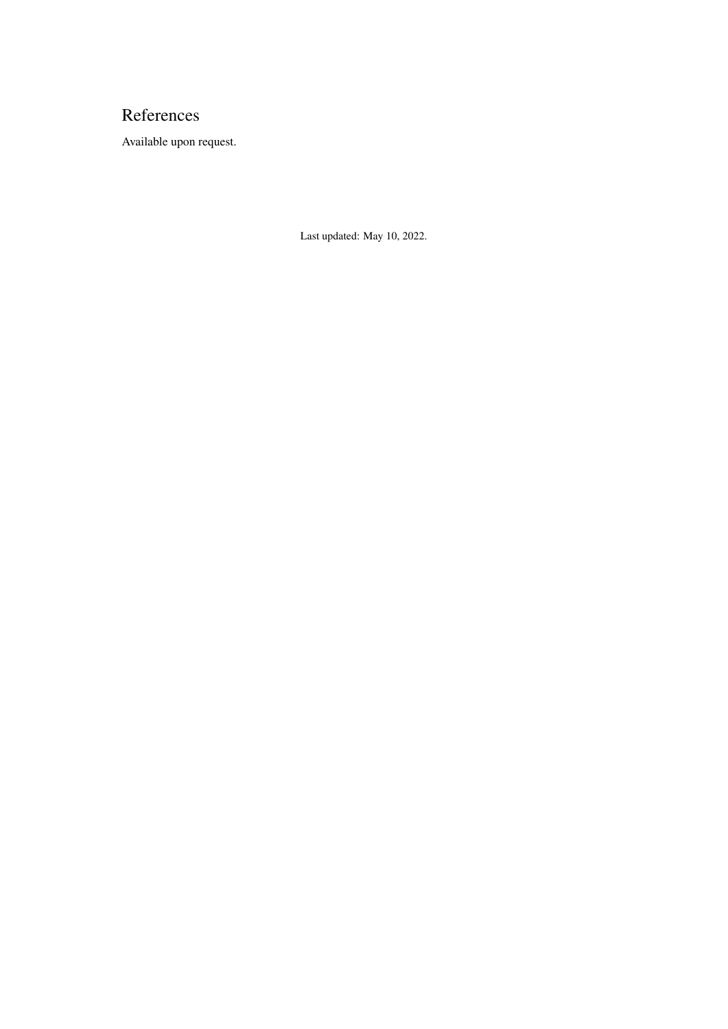## References

Available upon request.

Last updated: May 10, 2022.